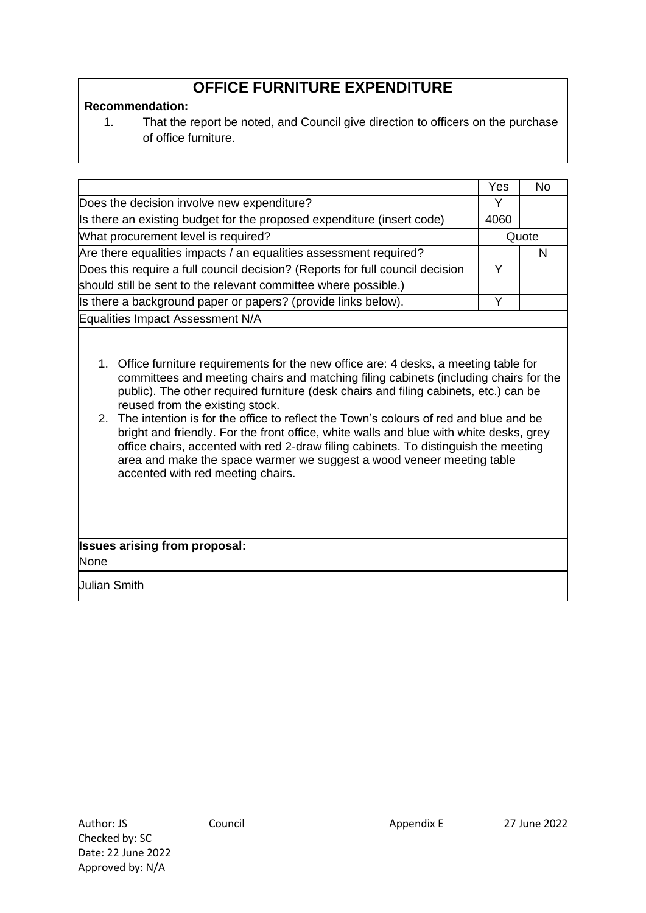# OFFICE FURNITURE EXPENDITURE

**Recommendation:**

1. That the report be noted, and Council give direction to officers on the purchase of office furniture.

| | Yes | No |
|---|---|---|
| Does the decision involve new expenditure? | Y | |
| Is there an existing budget for the proposed expenditure (insert code) | 4060 | |
| What procurement level is required? | Quote | |
| Are there equalities impacts / an equalities assessment required? | | N |
| Does this require a full council decision? (Reports for full council decision should still be sent to the relevant committee where possible.) | Y | |
| Is there a background paper or papers? (provide links below). | Y | |

Equalities Impact Assessment N/A

1. Office furniture requirements for the new office are: 4 desks, a meeting table for committees and meeting chairs and matching filing cabinets (including chairs for the public). The other required furniture (desk chairs and filing cabinets, etc.) can be reused from the existing stock.
2. The intention is for the office to reflect the Town's colours of red and blue and be bright and friendly. For the front office, white walls and blue with white desks, grey office chairs, accented with red 2-draw filing cabinets. To distinguish the meeting area and make the space warmer we suggest a wood veneer meeting table accented with red meeting chairs.

**Issues arising from proposal:**

None

Julian Smith

Author: JS
Checked by: SC
Date: 22 June 2022
Approved by: N/A

Council — Appendix E — 27 June 2022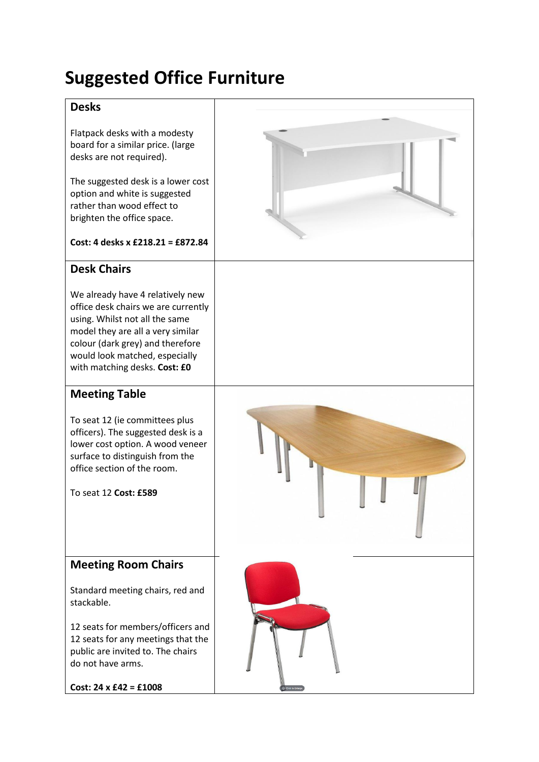# Suggested Office Furniture

## Desks

Flatpack desks with a modesty board for a similar price. (large desks are not required).

The suggested desk is a lower cost option and white is suggested rather than wood effect to brighten the office space.

**Cost: 4 desks x £218.21 = £872.84**

## Desk Chairs

We already have 4 relatively new office desk chairs we are currently using. Whilst not all the same model they are all a very similar colour (dark grey) and therefore would look matched, especially with matching desks. **Cost: £0**

## Meeting Table

To seat 12 (ie committees plus officers). The suggested desk is a lower cost option. A wood veneer surface to distinguish from the office section of the room.

To seat 12 **Cost: £589**

## Meeting Room Chairs

Standard meeting chairs, red and stackable.

12 seats for members/officers and 12 seats for any meetings that the public are invited to. The chairs do not have arms.

**Cost: 24 x £42 = £1008**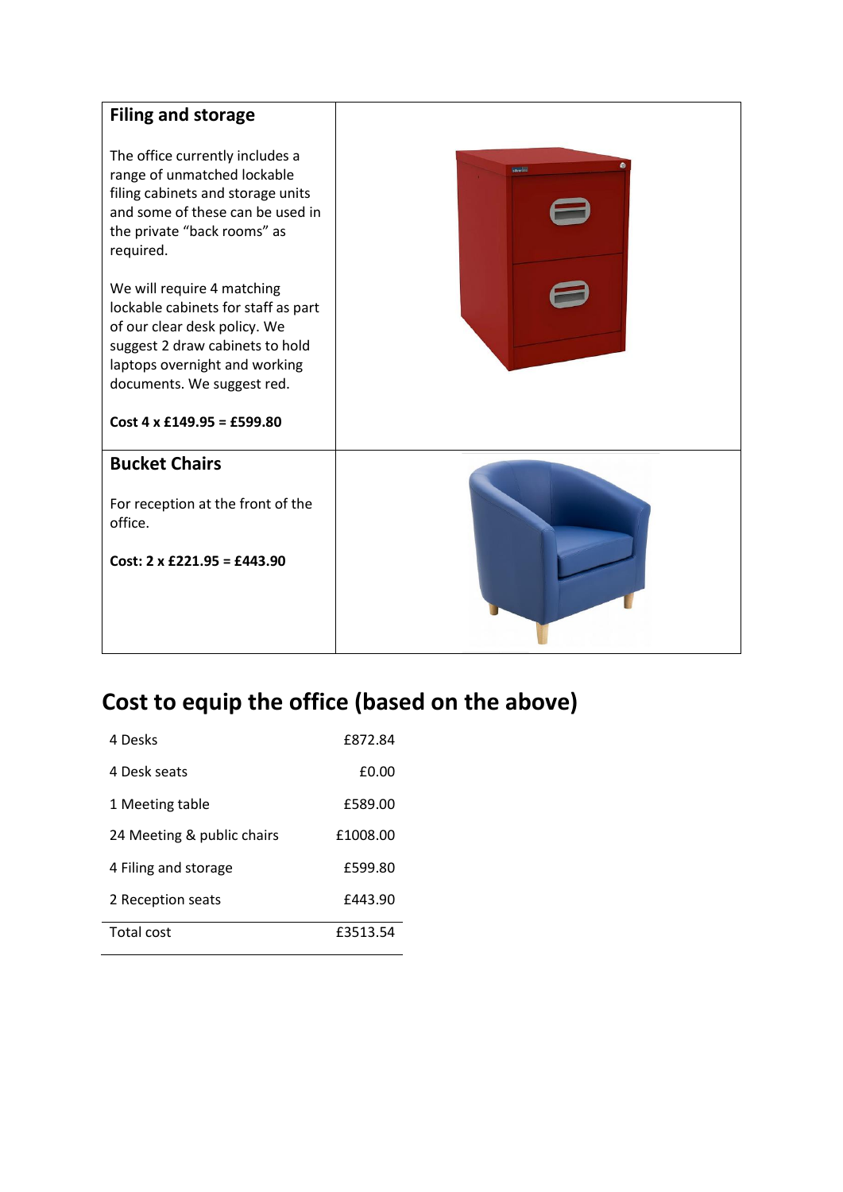| | |
|---|---|
| **Filing and storage**<br><br>The office currently includes a range of unmatched lockable filing cabinets and storage units and some of these can be used in the private "back rooms" as required.<br><br>We will require 4 matching lockable cabinets for staff as part of our clear desk policy. We suggest 2 draw cabinets to hold laptops overnight and working documents. We suggest red.<br><br>**Cost 4 x £149.95 = £599.80** | |
| **Bucket Chairs**<br><br>For reception at the front of the office.<br><br>**Cost: 2 x £221.95 = £443.90** | |

## Cost to equip the office (based on the above)

| | |
|---|---|
| 4 Desks | £872.84 |
| 4 Desk seats | £0.00 |
| 1 Meeting table | £589.00 |
| 24 Meeting & public chairs | £1008.00 |
| 4 Filing and storage | £599.80 |
| 2 Reception seats | £443.90 |
| Total cost | £3513.54 |